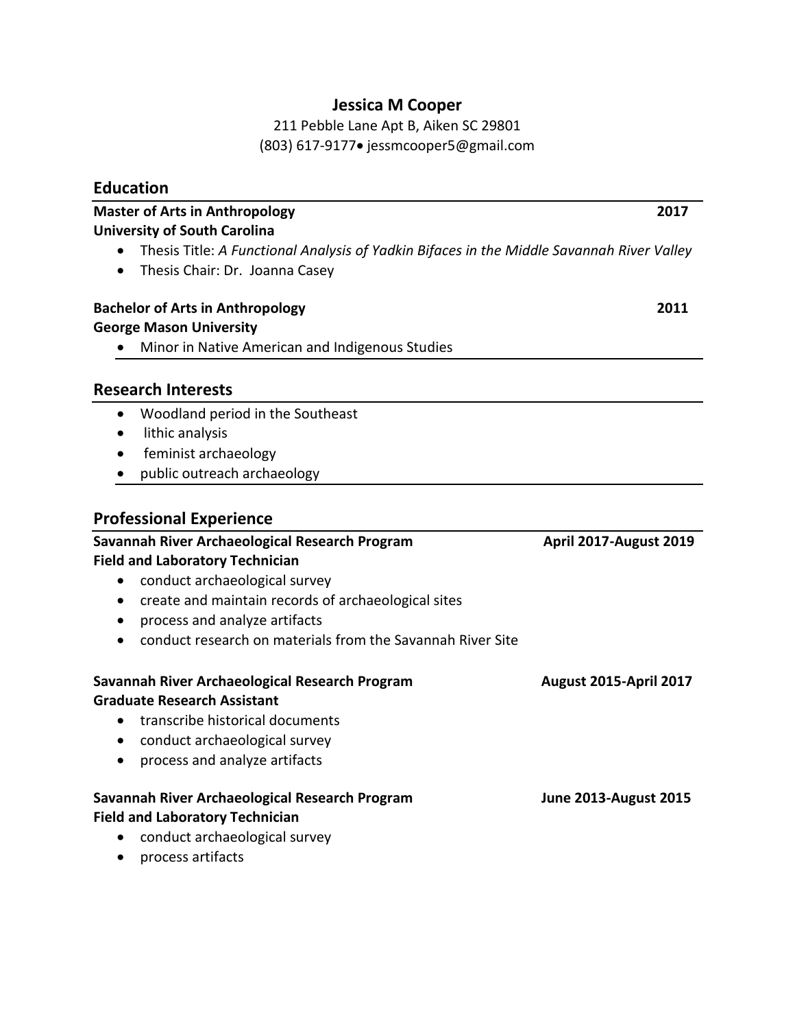# Jessica M Cooper

211 Pebble Lane Apt B, Aiken SC 29801
(803) 617-9177• jessmcooper5@gmail.com

## Education

**Master of Arts in Anthropology** **2017**
**University of South Carolina**

- Thesis Title: *A Functional Analysis of Yadkin Bifaces in the Middle Savannah River Valley*
- Thesis Chair: Dr. Joanna Casey

**Bachelor of Arts in Anthropology** **2011**
**George Mason University**

- Minor in Native American and Indigenous Studies

## Research Interests

- Woodland period in the Southeast
- lithic analysis
- feminist archaeology
- public outreach archaeology

## Professional Experience

**Savannah River Archaeological Research Program** **April 2017-August 2019**
**Field and Laboratory Technician**

- conduct archaeological survey
- create and maintain records of archaeological sites
- process and analyze artifacts
- conduct research on materials from the Savannah River Site

**Savannah River Archaeological Research Program** **August 2015-April 2017**
**Graduate Research Assistant**

- transcribe historical documents
- conduct archaeological survey
- process and analyze artifacts

**Savannah River Archaeological Research Program** **June 2013-August 2015**
**Field and Laboratory Technician**

- conduct archaeological survey
- process artifacts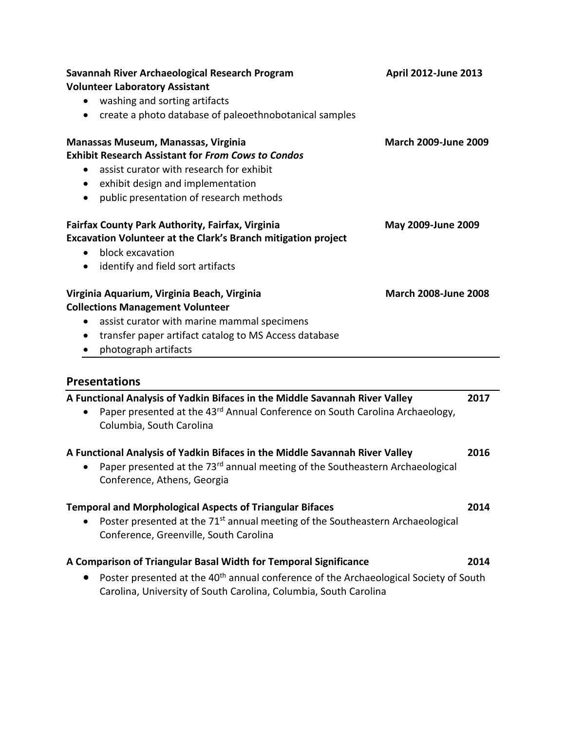**Savannah River Archaeological Research Program** **April 2012-June 2013**
**Volunteer Laboratory Assistant**

- washing and sorting artifacts
- create a photo database of paleoethnobotanical samples

**Manassas Museum, Manassas, Virginia** **March 2009-June 2009**
**Exhibit Research Assistant for *From Cows to Condos***

- assist curator with research for exhibit
- exhibit design and implementation
- public presentation of research methods

**Fairfax County Park Authority, Fairfax, Virginia** **May 2009-June 2009**
**Excavation Volunteer at the Clark's Branch mitigation project**

- block excavation
- identify and field sort artifacts

**Virginia Aquarium, Virginia Beach, Virginia** **March 2008-June 2008**
**Collections Management Volunteer**

- assist curator with marine mammal specimens
- transfer paper artifact catalog to MS Access database
- photograph artifacts

## Presentations

**A Functional Analysis of Yadkin Bifaces in the Middle Savannah River Valley** **2017**

- Paper presented at the 43rd Annual Conference on South Carolina Archaeology, Columbia, South Carolina

**A Functional Analysis of Yadkin Bifaces in the Middle Savannah River Valley** **2016**

- Paper presented at the 73rd annual meeting of the Southeastern Archaeological Conference, Athens, Georgia

**Temporal and Morphological Aspects of Triangular Bifaces** **2014**

- Poster presented at the 71st annual meeting of the Southeastern Archaeological Conference, Greenville, South Carolina

**A Comparison of Triangular Basal Width for Temporal Significance** **2014**

- Poster presented at the 40th annual conference of the Archaeological Society of South Carolina, University of South Carolina, Columbia, South Carolina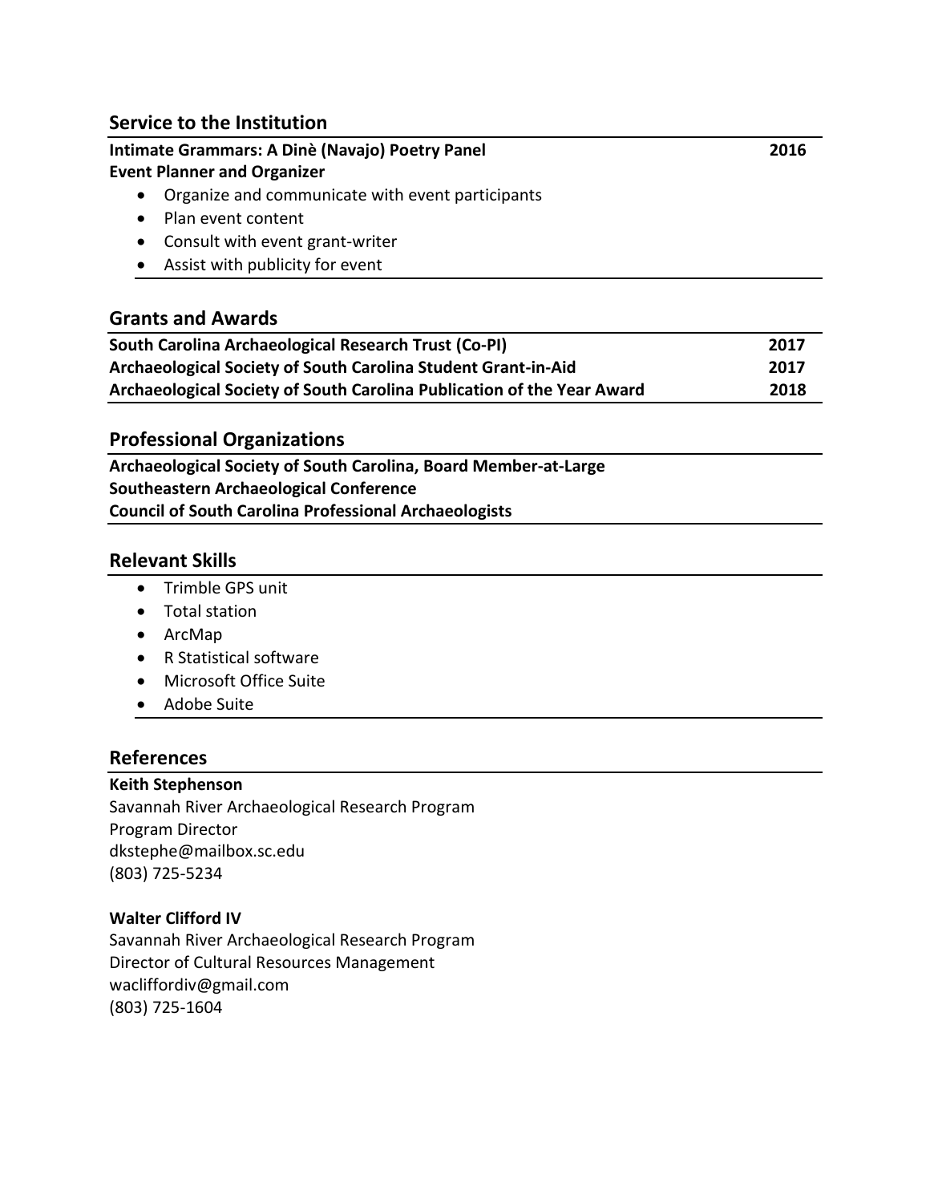## Service to the Institution

**Intimate Grammars: A Dinè (Navajo) Poetry Panel** **2016**
**Event Planner and Organizer**

- Organize and communicate with event participants
- Plan event content
- Consult with event grant-writer
- Assist with publicity for event

## Grants and Awards

**South Carolina Archaeological Research Trust (Co-PI)** **2017**
**Archaeological Society of South Carolina Student Grant-in-Aid** **2017**
**Archaeological Society of South Carolina Publication of the Year Award** **2018**

## Professional Organizations

**Archaeological Society of South Carolina, Board Member-at-Large**
**Southeastern Archaeological Conference**
**Council of South Carolina Professional Archaeologists**

## Relevant Skills

- Trimble GPS unit
- Total station
- ArcMap
- R Statistical software
- Microsoft Office Suite
- Adobe Suite

## References

**Keith Stephenson**
Savannah River Archaeological Research Program
Program Director
dkstephe@mailbox.sc.edu
(803) 725-5234

**Walter Clifford IV**
Savannah River Archaeological Research Program
Director of Cultural Resources Management
wacliffordiv@gmail.com
(803) 725-1604